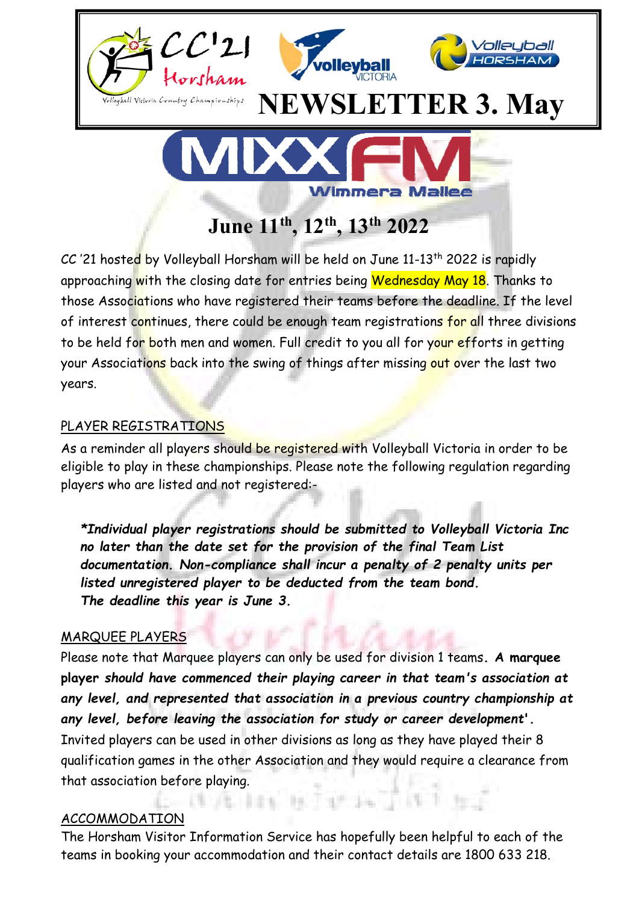# NEWSLETTER 3. May

## June 11th, 12th, 13th 2022

CC '21 hosted by Volleyball Horsham will be held on June 11-13th 2022 is rapidly approaching with the closing date for entries being Wednesday May 18. Thanks to those Associations who have registered their teams before the deadline. If the level of interest continues, there could be enough team registrations for all three divisions to be held for both men and women. Full credit to you all for your efforts in getting your Associations back into the swing of things after missing out over the last two years.

### PLAYER REGISTRATIONS

As a reminder all players should be registered with Volleyball Victoria in order to be eligible to play in these championships. Please note the following regulation regarding players who are listed and not registered:-

> ***Individual player registrations should be submitted to Volleyball Victoria Inc no later than the date set for the provision of the final Team List documentation. Non-compliance shall incur a penalty of 2 penalty units per listed unregistered player to be deducted from the team bond.***
> ***The deadline this year is June 3.***

### MARQUEE PLAYERS

Please note that Marquee players can only be used for division 1 teams. ***A marquee player should have commenced their playing career in that team's association at any level, and represented that association in a previous country championship at any level, before leaving the association for study or career development'.*** Invited players can be used in other divisions as long as they have played their 8 qualification games in the other Association and they would require a clearance from that association before playing.

### ACCOMMODATION

The Horsham Visitor Information Service has hopefully been helpful to each of the teams in booking your accommodation and their contact details are 1800 633 218.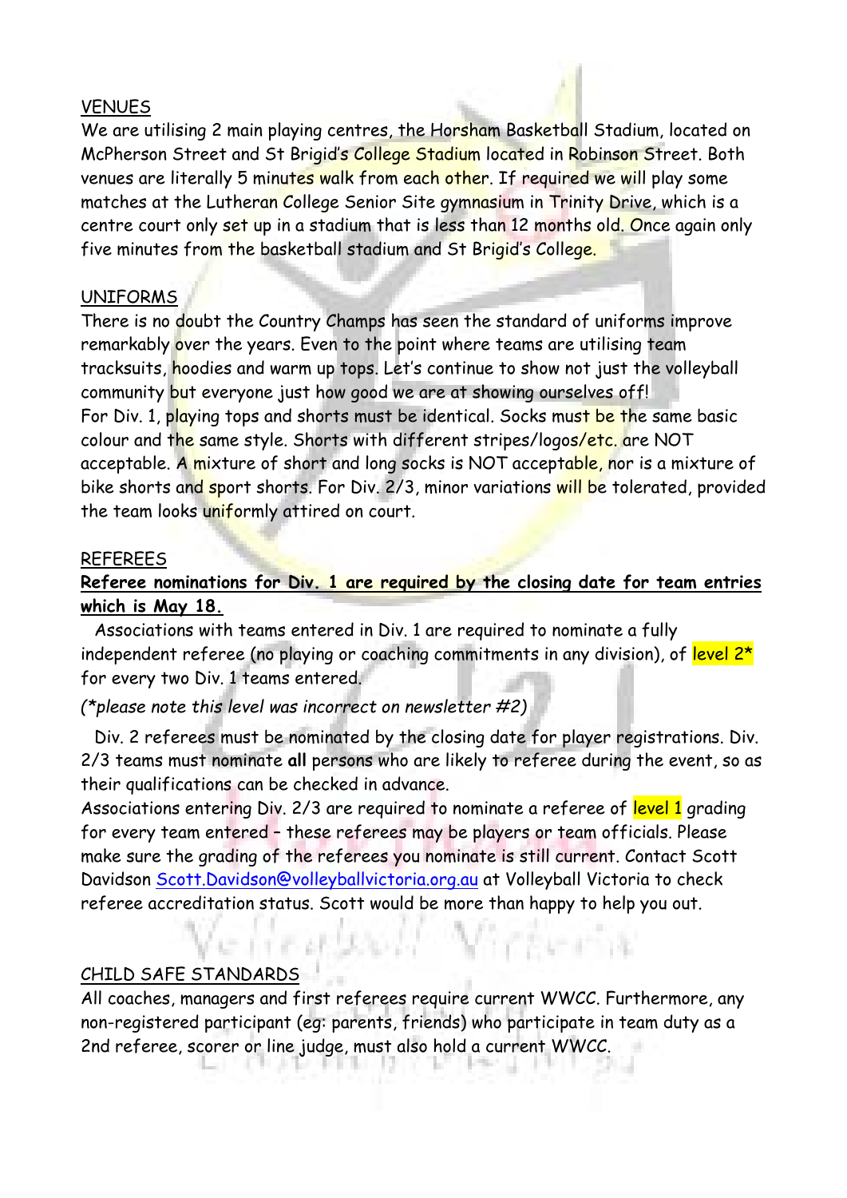## VENUES

We are utilising 2 main playing centres, the Horsham Basketball Stadium, located on McPherson Street and St Brigid's College Stadium located in Robinson Street. Both venues are literally 5 minutes walk from each other. If required we will play some matches at the Lutheran College Senior Site gymnasium in Trinity Drive, which is a centre court only set up in a stadium that is less than 12 months old. Once again only five minutes from the basketball stadium and St Brigid's College.

## UNIFORMS

There is no doubt the Country Champs has seen the standard of uniforms improve remarkably over the years. Even to the point where teams are utilising team tracksuits, hoodies and warm up tops. Let's continue to show not just the volleyball community but everyone just how good we are at showing ourselves off!

For Div. 1, playing tops and shorts must be identical. Socks must be the same basic colour and the same style. Shorts with different stripes/logos/etc. are NOT acceptable. A mixture of short and long socks is NOT acceptable, nor is a mixture of bike shorts and sport shorts. For Div. 2/3, minor variations will be tolerated, provided the team looks uniformly attired on court.

## REFEREES

**Referee nominations for Div. 1 are required by the closing date for team entries which is May 18.**

Associations with teams entered in Div. 1 are required to nominate a fully independent referee (no playing or coaching commitments in any division), of level 2* for every two Div. 1 teams entered.

*(*please note this level was incorrect on newsletter #2)*

Div. 2 referees must be nominated by the closing date for player registrations. Div. 2/3 teams must nominate **all** persons who are likely to referee during the event, so as their qualifications can be checked in advance.

Associations entering Div. 2/3 are required to nominate a referee of level 1 grading for every team entered – these referees may be players or team officials. Please make sure the grading of the referees you nominate is still current. Contact Scott Davidson Scott.Davidson@volleyballvictoria.org.au at Volleyball Victoria to check referee accreditation status. Scott would be more than happy to help you out.

## CHILD SAFE STANDARDS

All coaches, managers and first referees require current WWCC. Furthermore, any non-registered participant (eg: parents, friends) who participate in team duty as a 2nd referee, scorer or line judge, must also hold a current WWCC.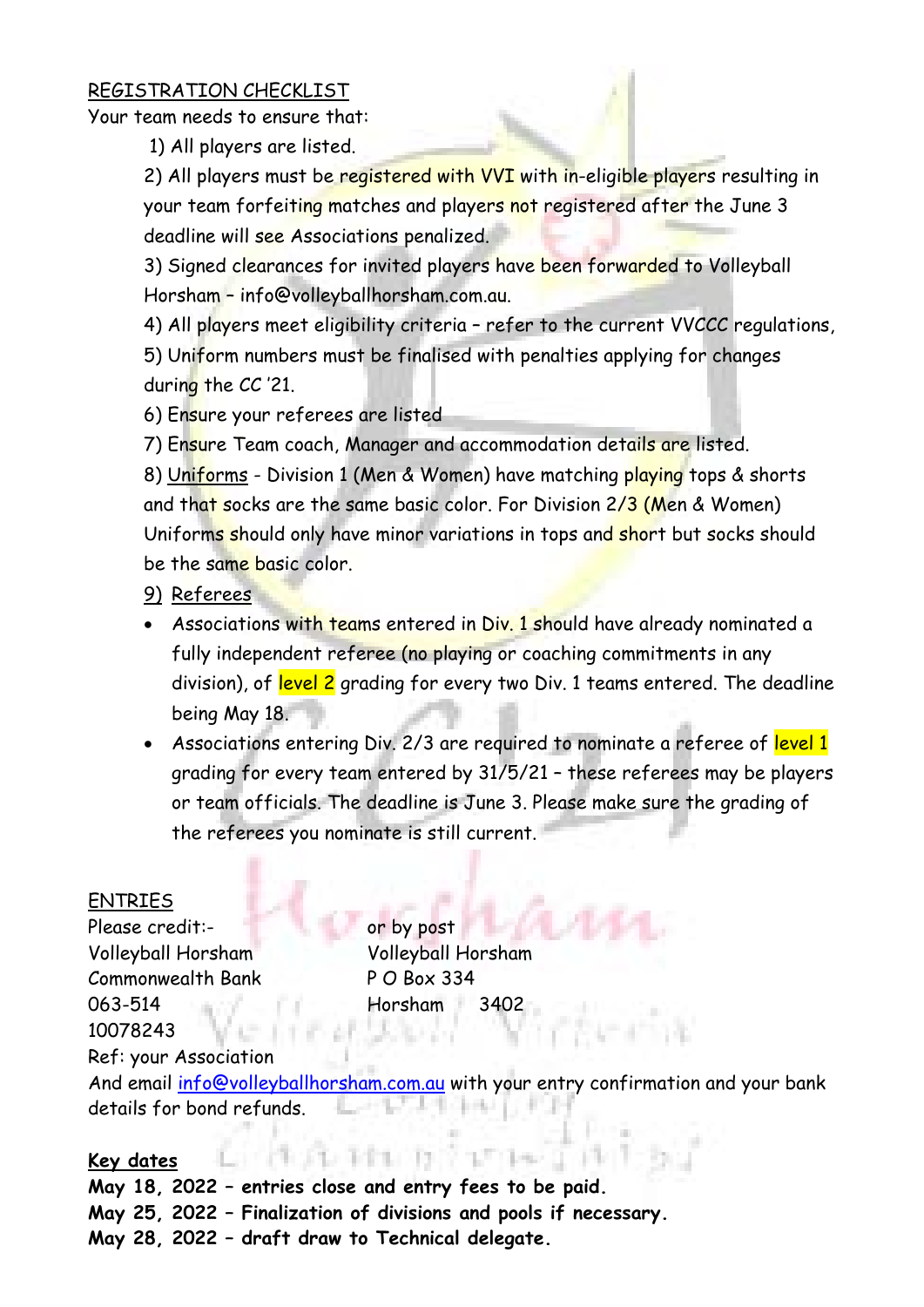<u>REGISTRATION CHECKLIST</u>

Your team needs to ensure that:

1) All players are listed.
2) All players must be registered with VVI with in-eligible players resulting in your team forfeiting matches and players not registered after the June 3 deadline will see Associations penalized.
3) Signed clearances for invited players have been forwarded to Volleyball Horsham – info@volleyballhorsham.com.au.
4) All players meet eligibility criteria – refer to the current VVCCC regulations,
5) Uniform numbers must be finalised with penalties applying for changes during the CC '21.
6) Ensure your referees are listed
7) Ensure Team coach, Manager and accommodation details are listed.
8) <u>Uniforms</u> - Division 1 (Men & Women) have matching playing tops & shorts and that socks are the same basic color. For Division 2/3 (Men & Women) Uniforms should only have minor variations in tops and short but socks should be the same basic color.
9) <u>Referees</u>

- Associations with teams entered in Div. 1 should have already nominated a fully independent referee (no playing or coaching commitments in any division), of level 2 grading for every two Div. 1 teams entered. The deadline being May 18.
- Associations entering Div. 2/3 are required to nominate a referee of level 1 grading for every team entered by 31/5/21 – these referees may be players or team officials. The deadline is June 3. Please make sure the grading of the referees you nominate is still current.

<u>ENTRIES</u>

Please credit:-
Volleyball Horsham
Commonwealth Bank
063-514
10078243
Ref: your Association

or by post
Volleyball Horsham
P O Box 334
Horsham 3402

And email info@volleyballhorsham.com.au with your entry confirmation and your bank details for bond refunds.

**<u>Key dates</u>**

**May 18, 2022 – entries close and entry fees to be paid.**
**May 25, 2022 – Finalization of divisions and pools if necessary.**
**May 28, 2022 – draft draw to Technical delegate.**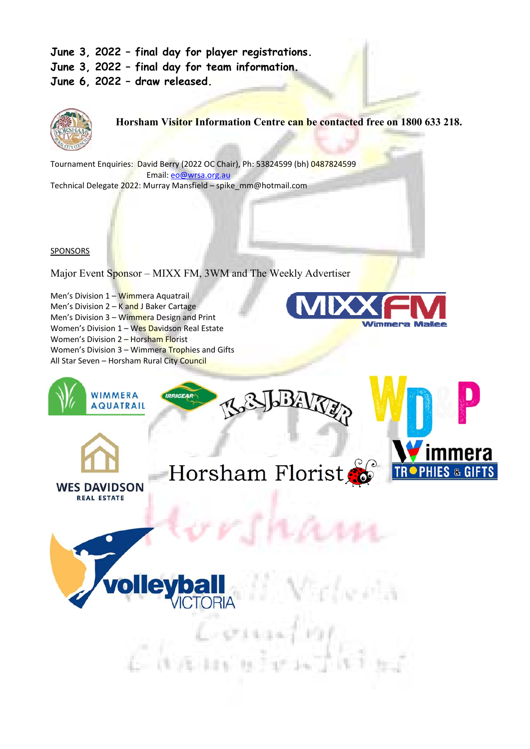**June 3, 2022 – final day for player registrations.**
**June 3, 2022 – final day for team information.**
**June 6, 2022 – draw released.**

**Horsham Visitor Information Centre can be contacted free on 1800 633 218.**

Tournament Enquiries: David Berry (2022 OC Chair), Ph: 53824599 (bh) 0487824599
Email: eo@wrsa.org.au
Technical Delegate 2022: Murray Mansfield – spike_mm@hotmail.com

SPONSORS

Major Event Sponsor – MIXX FM, 3WM and The Weekly Advertiser

Men's Division 1 – Wimmera Aquatrail
Men's Division 2 – K and J Baker Cartage
Men's Division 3 – Wimmera Design and Print
Women's Division 1 – Wes Davidson Real Estate
Women's Division 2 – Horsham Florist
Women's Division 3 – Wimmera Trophies and Gifts
All Star Seven – Horsham Rural City Council